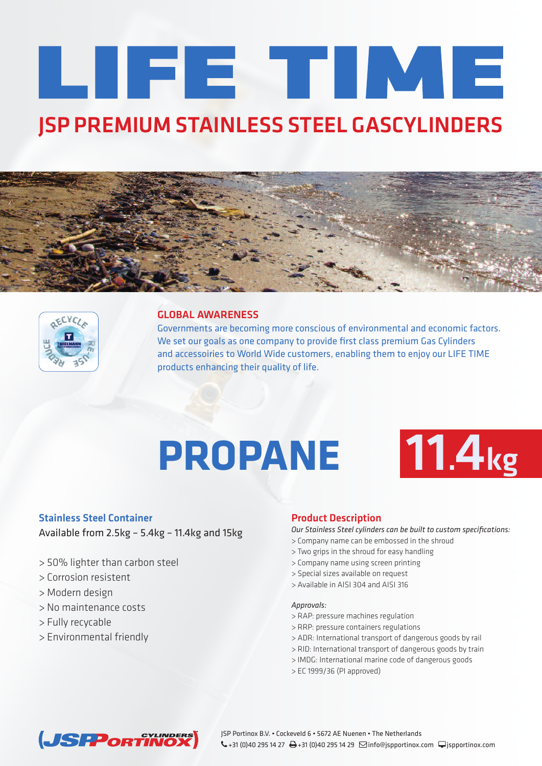# LIFE TIME

## JSP PREMIUM STAINLESS STEEL GASCYLINDERS

### GLOBAL AWARENESS

Governments are becoming more conscious of environmental and economic factors. We set our goals as one company to provide first class premium Gas Cylinders and accessoiries to World Wide customers, enabling them to enjoy our LIFE TIME products enhancing their quality of life.

# PROPANE 11.4kg

### Stainless Steel Container

Available from 2.5kg – 5.4kg – 11.4kg and 15kg

> 50% lighter than carbon steel
> Corrosion resistent
> Modern design
> No maintenance costs
> Fully recyclable
> Environmental friendly

### Product Description

*Our Stainless Steel cylinders can be built to custom specifications:*

> Company name can be embossed in the shroud
> Two grips in the shroud for easy handling
> Company name using screen printing
> Special sizes available on request
> Available in AISI 304 and AISI 316

*Approvals:*

> RAP: pressure machines regulation
> RRP: pressure containers regulations
> ADR: International transport of dangerous goods by rail
> RID: International transport of dangerous goods by train
> IMDG: International marine code of dangerous goods
> EC 1999/36 (PI approved)

JSP Portinox B.V. • Cockeveld 6 • 5672 AE Nuenen • The Netherlands
+31 (0)40 295 14 27 · +31 (0)40 295 14 29 · info@jspportinox.com · jspportinox.com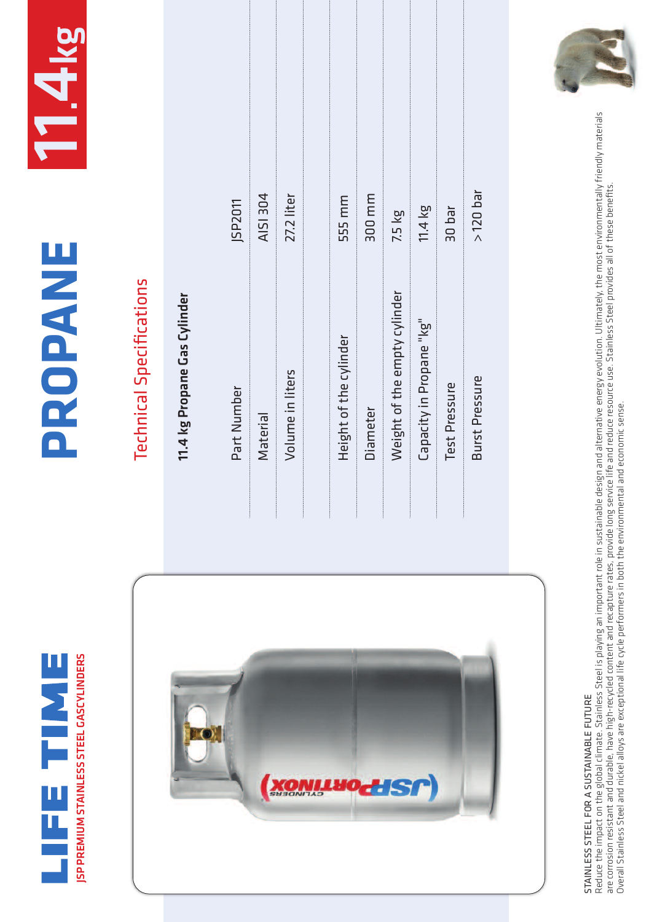# LIFE TIME

JSP PREMIUM STAINLESS STEEL GASCYLINDERS

# PROPANE

# 11.4kg

## Technical Specifications

### 11.4 kg Propane Gas Cylinder

| | |
|---|---|
| Part Number | JSP2011 |
| Material | AISI 304 |
| Volume in liters | 27.2 liter |
| Height of the cylinder | 555 mm |
| Diameter | 300 mm |
| Weight of the empty cylinder | 7.5 kg |
| Capacity in Propane "kg" | 11.4 kg |
| Test Pressure | 30 bar |
| Burst Pressure | > 120 bar |

STAINLESS STEEL FOR A SUSTAINABLE FUTURE

Reduce the impact on the global climate. Stainless Steel is playing an important role in sustainable design and alternative energy evolution. Ultimately, the most environmentally friendly materials are corrosion resistant and durable, have high-recycled content and recapture rates, provide long service life and reduce resource use. Stainless Steel provides all of these benefits. Overall Stainless Steel and nickel alloys are exceptional life cycle performers in both the environmental and economic sense.